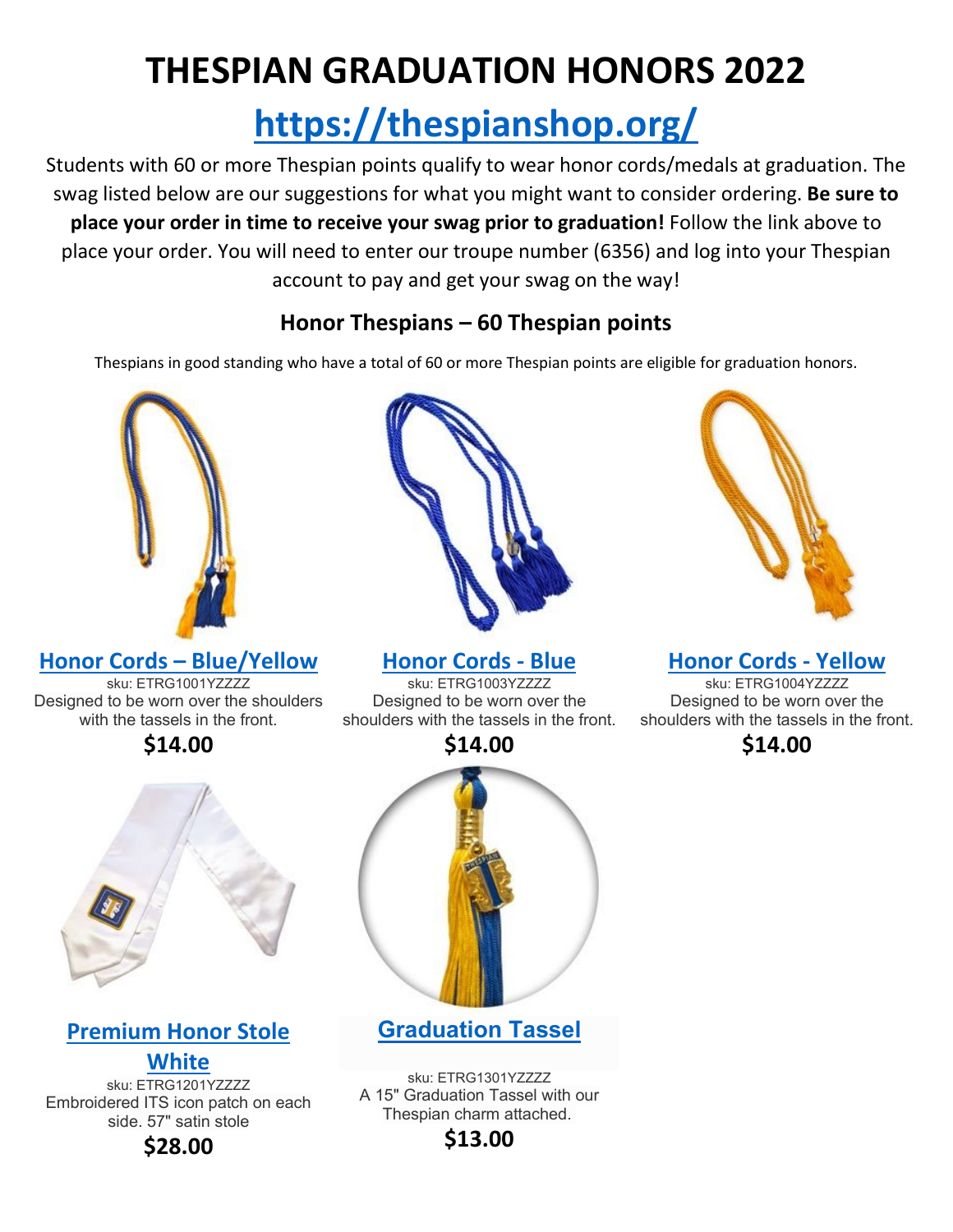# THESPIAN GRADUATION HONORS 2022

## https://thespianshop.org/

Students with 60 or more Thespian points qualify to wear honor cords/medals at graduation. The swag listed below are our suggestions for what you might want to consider ordering. **Be sure to place your order in time to receive your swag prior to graduation!** Follow the link above to place your order. You will need to enter our troupe number (6356) and log into your Thespian account to pay and get your swag on the way!

### Honor Thespians – 60 Thespian points

Thespians in good standing who have a total of 60 or more Thespian points are eligible for graduation honors.

**Honor Cords – Blue/Yellow**

sku: ETRG1001YZZZZ

Designed to be worn over the shoulders with the tassels in the front.

**$14.00**

**Honor Cords - Blue**

sku: ETRG1003YZZZZ

Designed to be worn over the shoulders with the tassels in the front.

**$14.00**

**Honor Cords - Yellow**

sku: ETRG1004YZZZZ

Designed to be worn over the shoulders with the tassels in the front.

**$14.00**

**Premium Honor Stole White**

sku: ETRG1201YZZZZ

Embroidered ITS icon patch on each side. 57" satin stole

**$28.00**

**Graduation Tassel**

sku: ETRG1301YZZZZ

A 15" Graduation Tassel with our Thespian charm attached.

**$13.00**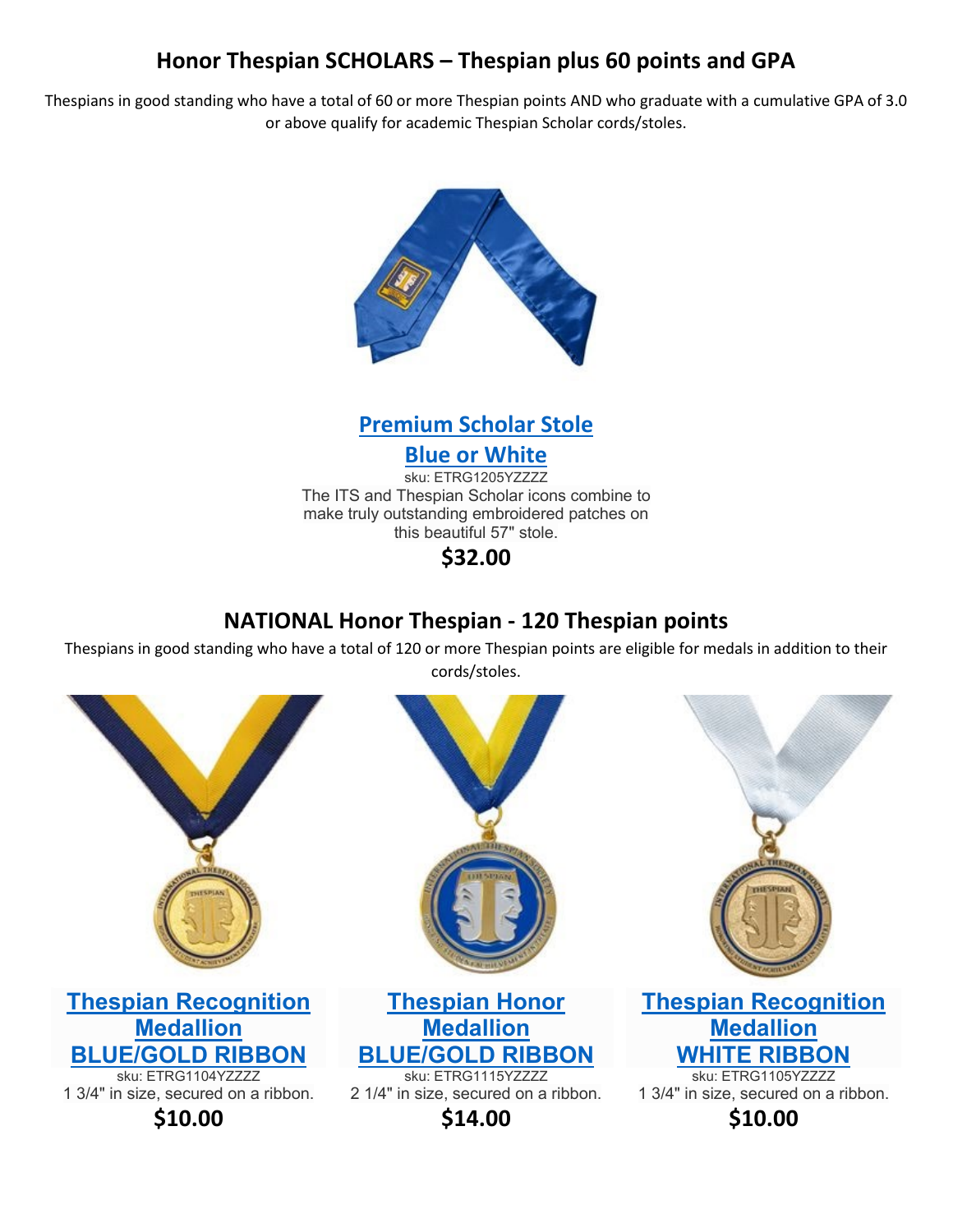## Honor Thespian SCHOLARS – Thespian plus 60 points and GPA

Thespians in good standing who have a total of 60 or more Thespian points AND who graduate with a cumulative GPA of 3.0 or above qualify for academic Thespian Scholar cords/stoles.

### [Premium Scholar Stole Blue or White]

sku: ETRG1205YZZZZ

The ITS and Thespian Scholar icons combine to make truly outstanding embroidered patches on this beautiful 57" stole.

**$32.00**

## NATIONAL Honor Thespian - 120 Thespian points

Thespians in good standing who have a total of 120 or more Thespian points are eligible for medals in addition to their cords/stoles.

### [Thespian Recognition Medallion BLUE/GOLD RIBBON]

sku: ETRG1104YZZZZ

1 3/4" in size, secured on a ribbon.

**$10.00**

### [Thespian Honor Medallion BLUE/GOLD RIBBON]

sku: ETRG1115YZZZZ

2 1/4" in size, secured on a ribbon.

**$14.00**

### [Thespian Recognition Medallion WHITE RIBBON]

sku: ETRG1105YZZZZ

1 3/4" in size, secured on a ribbon.

**$10.00**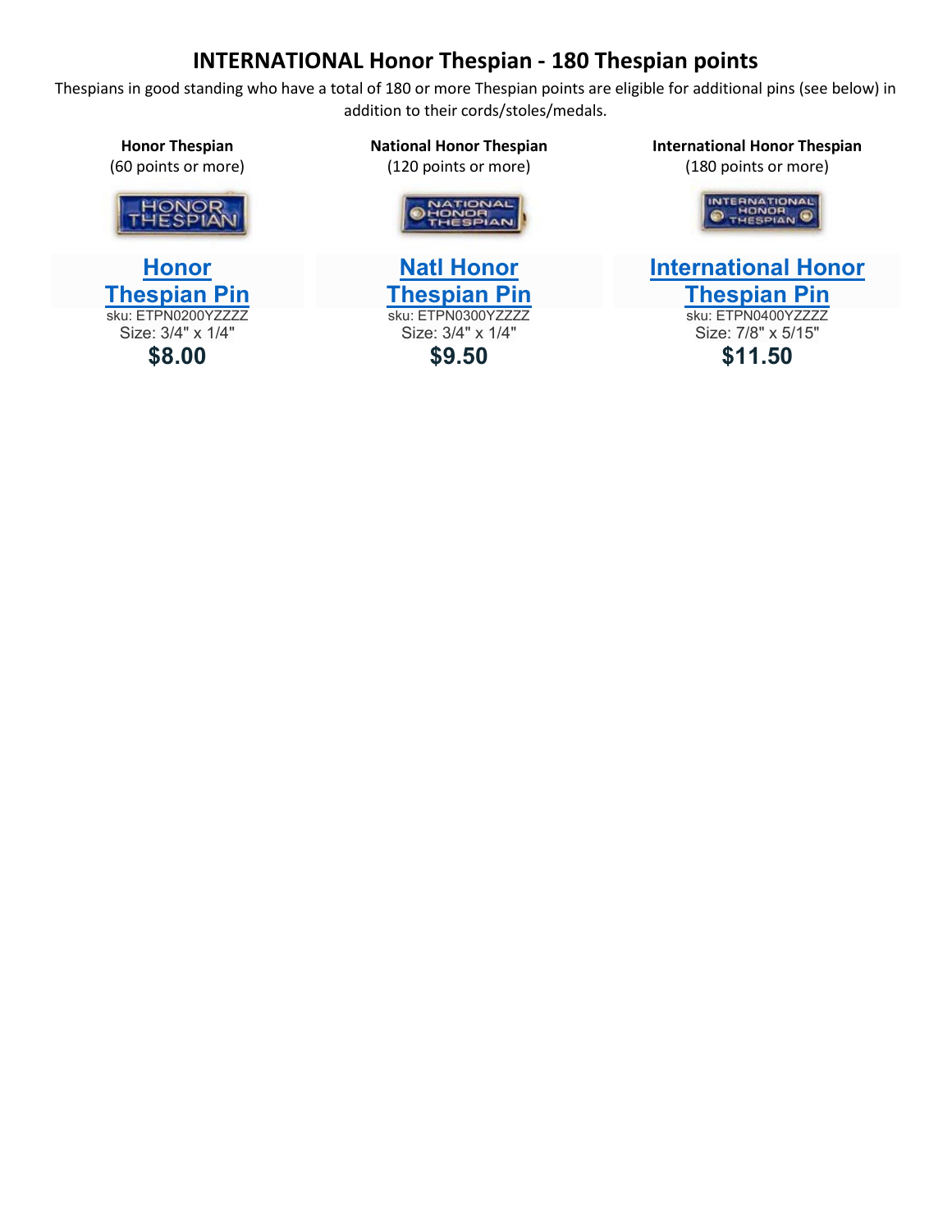# INTERNATIONAL Honor Thespian - 180 Thespian points

Thespians in good standing who have a total of 180 or more Thespian points are eligible for additional pins (see below) in addition to their cords/stoles/medals.

| Honor Thespian (60 points or more) | National Honor Thespian (120 points or more) | International Honor Thespian (180 points or more) |
| --- | --- | --- |
| **Honor Thespian Pin** | **Natl Honor Thespian Pin** | **International Honor Thespian Pin** |
| sku: ETPN0200YZZZZ | sku: ETPN0300YZZZZ | sku: ETPN0400YZZZZ |
| Size: 3/4" x 1/4" | Size: 3/4" x 1/4" | Size: 7/8" x 5/15" |
| **$8.00** | **$9.50** | **$11.50** |